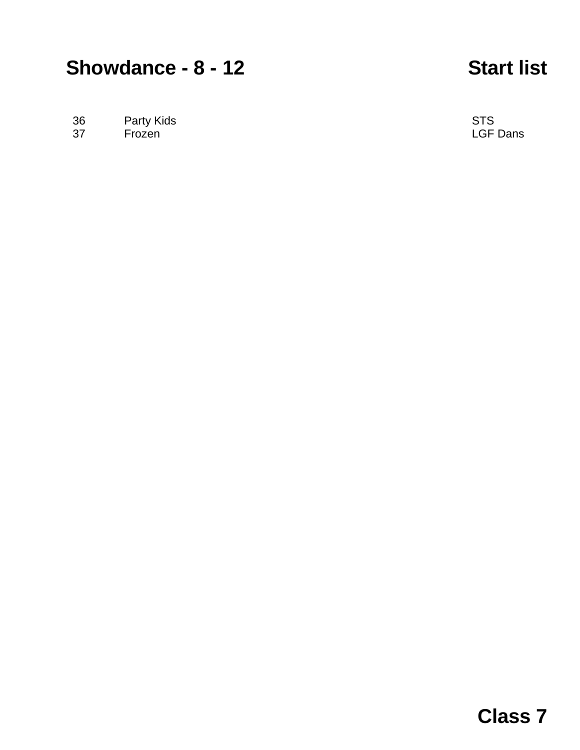# Showdance - 8 - 12 Start list

| | | |
|---|---|---|
| 36 | Party Kids | STS |
| 37 | Frozen | LGF Dans |

**Class 7**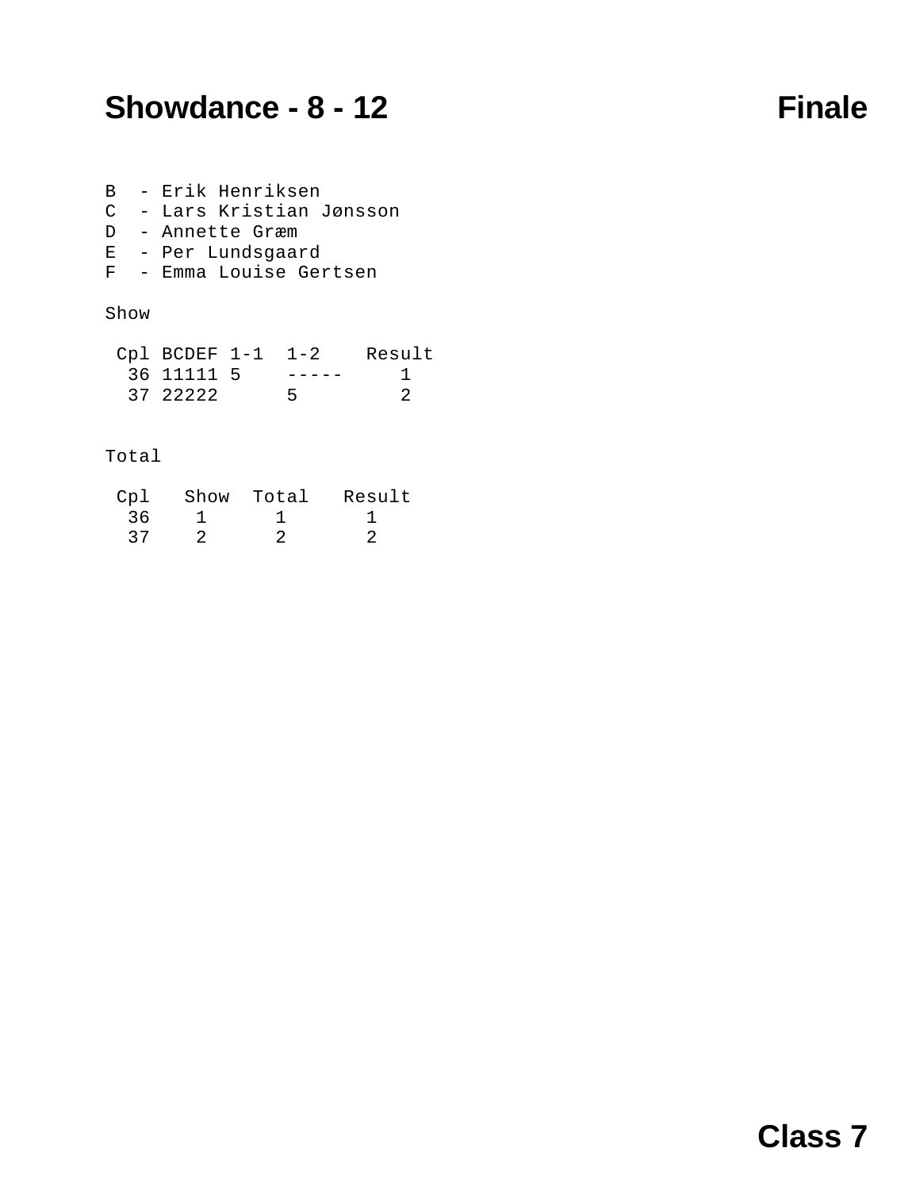# Showdance - 8 - 12 Finale

B - Erik Henriksen
C - Lars Kristian Jønsson
D - Annette Græm
E - Per Lundsgaard
F - Emma Louise Gertsen

Show

| Cpl | BCDEF | 1-1 | 1-2 | Result |
|---|---|---|---|---|
| 36 | 11111 | 5 | ----- | 1 |
| 37 | 22222 | | 5 | 2 |

Total

| Cpl | Show | Total | Result |
|---|---|---|---|
| 36 | 1 | 1 | 1 |
| 37 | 2 | 2 | 2 |

Class 7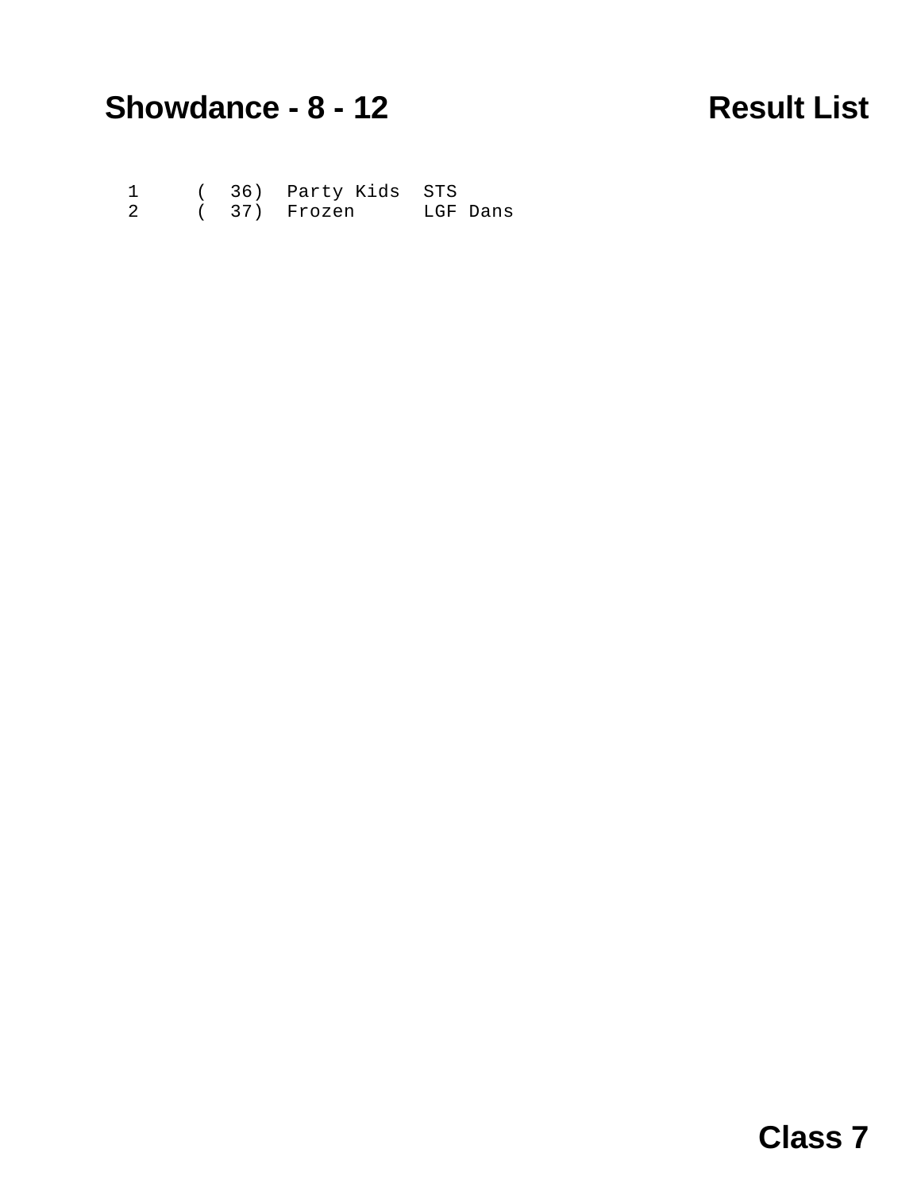# Showdance - 8 - 12

## Result List

| | | | |
|---|---|---|---|
| 1 | ( 36) | Party Kids | STS |
| 2 | ( 37) | Frozen | LGF Dans |

**Class 7**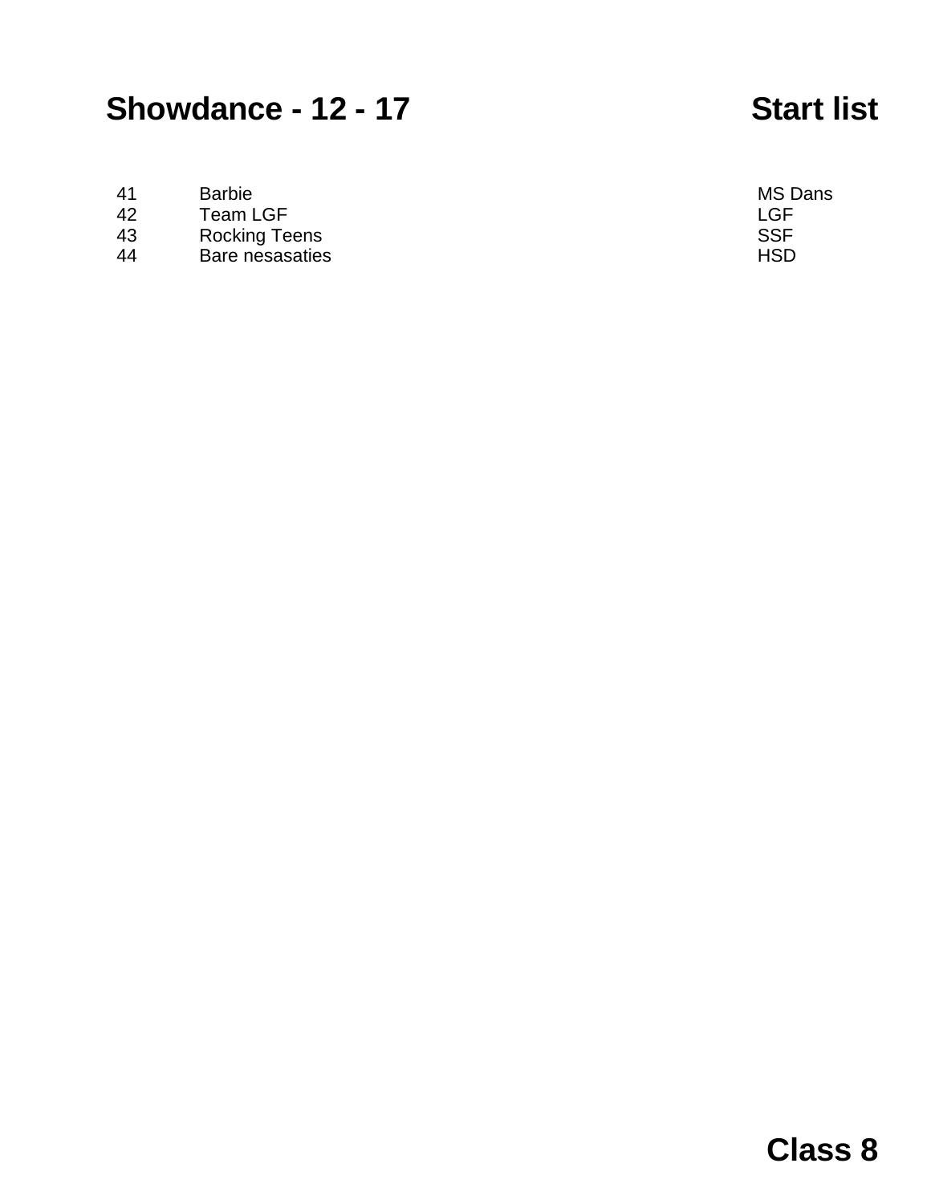# Showdance - 12 - 17 Start list

| | | |
|---|---|---|
| 41 | Barbie | MS Dans |
| 42 | Team LGF | LGF |
| 43 | Rocking Teens | SSF |
| 44 | Bare nesasaties | HSD |

**Class 8**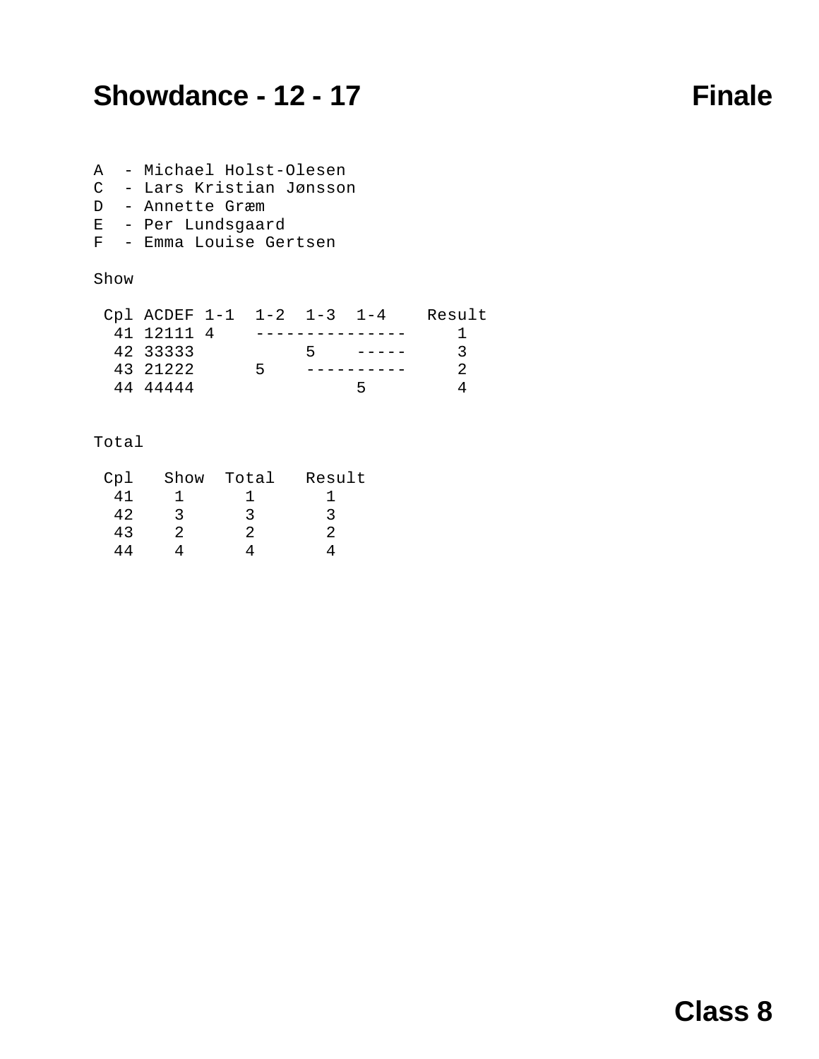# Showdance - 12 - 17 Finale

A - Michael Holst-Olesen
C - Lars Kristian Jønsson
D - Annette Græm
E - Per Lundsgaard
F - Emma Louise Gertsen

Show

| Cpl | ACDEF | 1-1 | 1-2 | 1-3 | 1-4 | Result |
|---|---|---|---|---|---|---|
| 41 | 12111 | 4 | ----- | ----- | ----- | 1 |
| 42 | 33333 | | | 5 | ----- | 3 |
| 43 | 21222 | | 5 | ----- | ----- | 2 |
| 44 | 44444 | | | | 5 | 4 |

Total

| Cpl | Show | Total | Result |
|---|---|---|---|
| 41 | 1 | 1 | 1 |
| 42 | 3 | 3 | 3 |
| 43 | 2 | 2 | 2 |
| 44 | 4 | 4 | 4 |

**Class 8**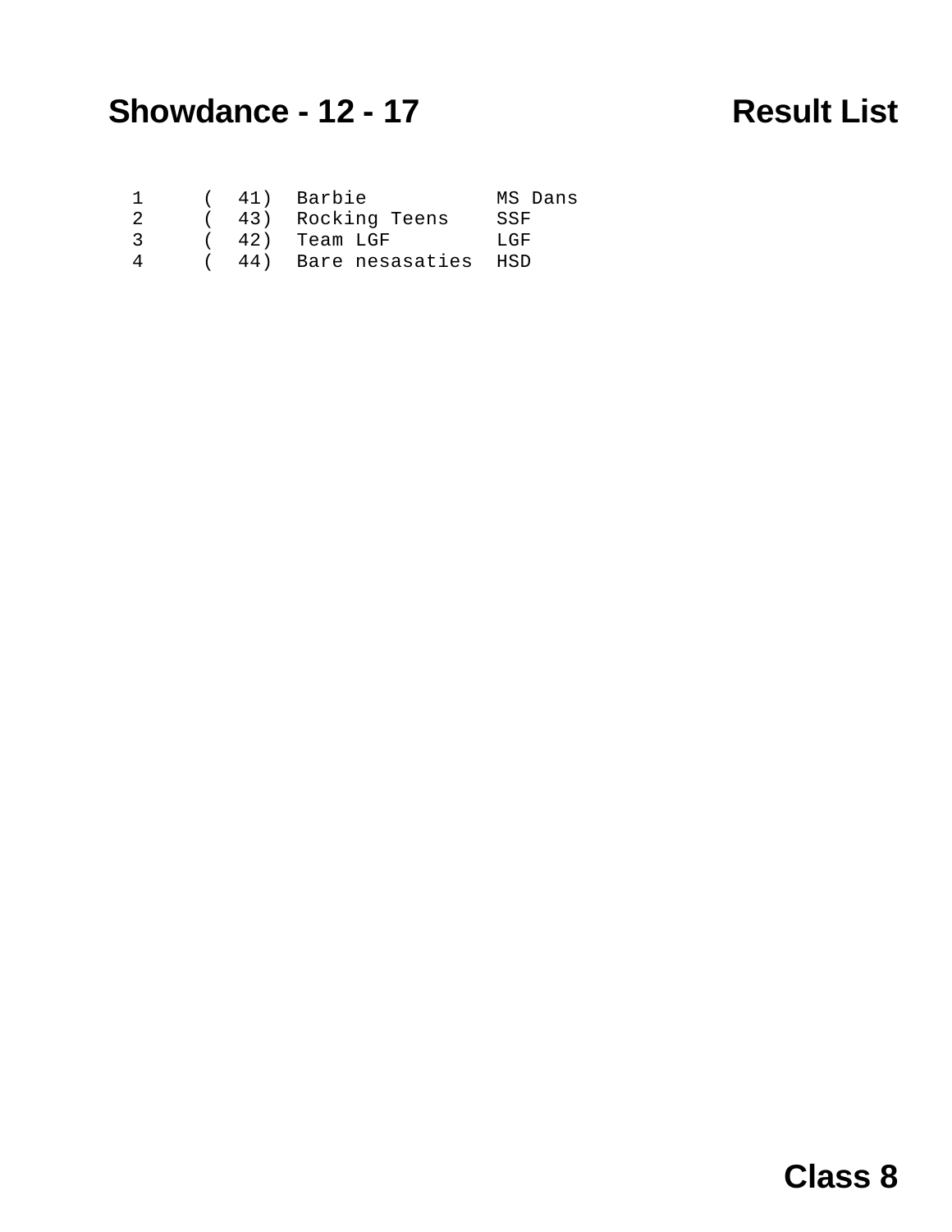# Showdance - 12 - 17 Result List

| Place | No. | Name | Club |
|---|---|---|---|
| 1 | ( 41) | Barbie | MS Dans |
| 2 | ( 43) | Rocking Teens | SSF |
| 3 | ( 42) | Team LGF | LGF |
| 4 | ( 44) | Bare nesasaties | HSD |

**Class 8**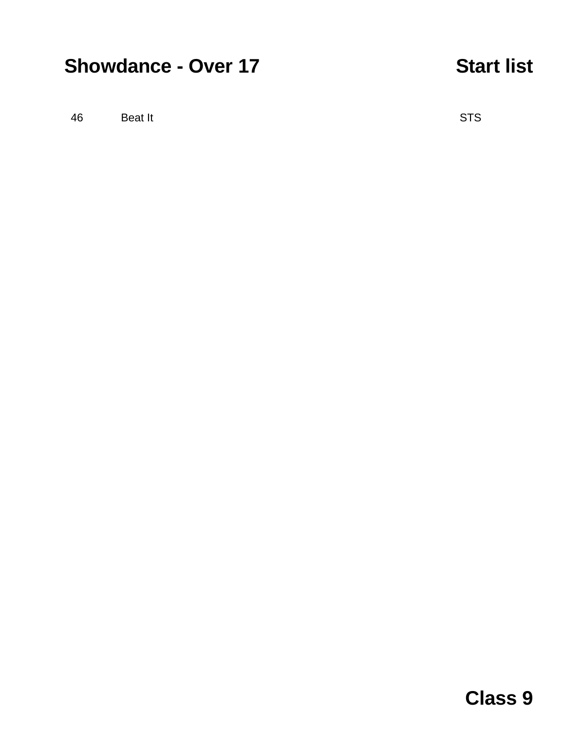# Showdance - Over 17

## Start list

| | | |
|---|---|---|
| 46 | Beat It | STS |

**Class 9**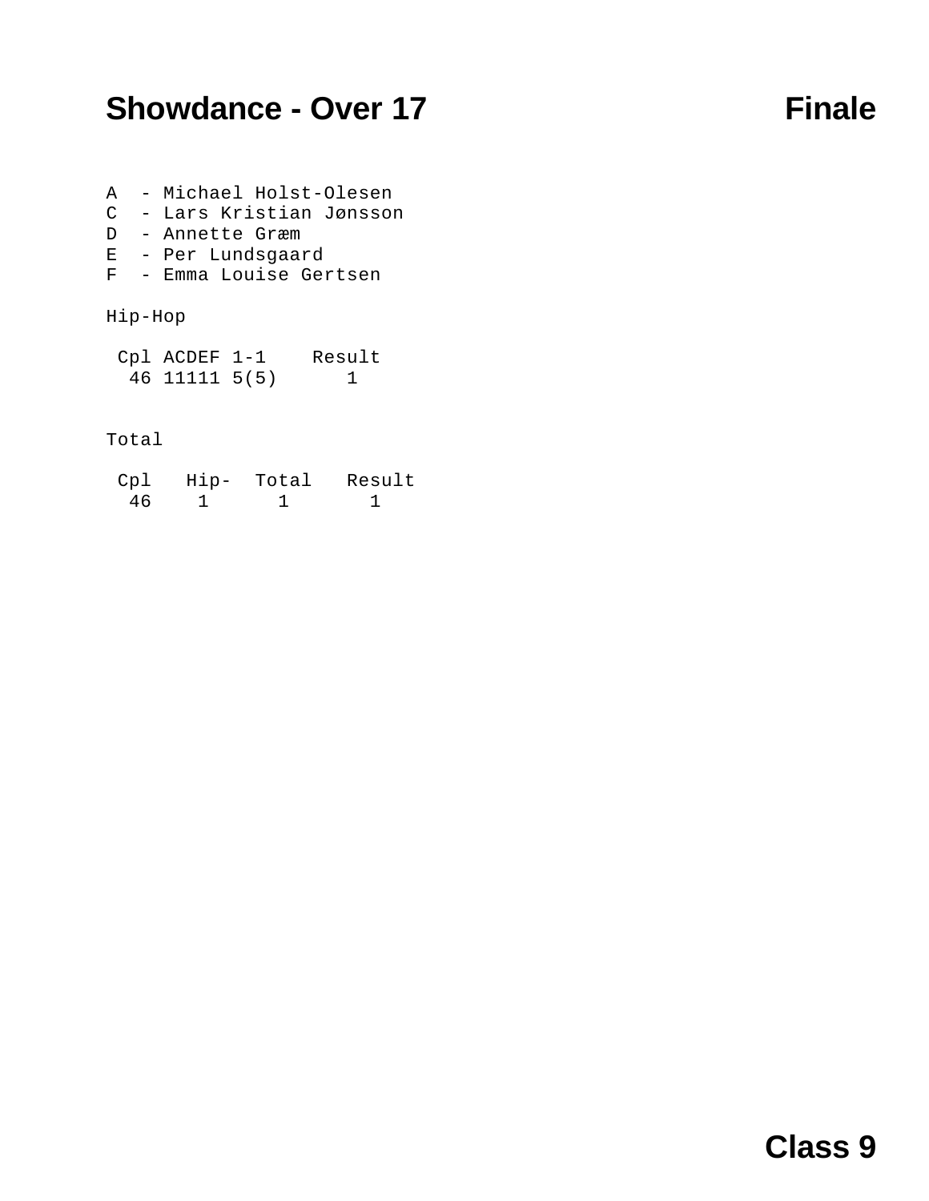# Showdance - Over 17 — Finale

A - Michael Holst-Olesen
C - Lars Kristian Jønsson
D - Annette Græm
E - Per Lundsgaard
F - Emma Louise Gertsen

## Hip-Hop

| Cpl | ACDEF | 1-1 | Result |
|---|---|---|---|
| 46 | 11111 | 5(5) | 1 |

## Total

| Cpl | Hip- | Total | Result |
|---|---|---|---|
| 46 | 1 | 1 | 1 |

Class 9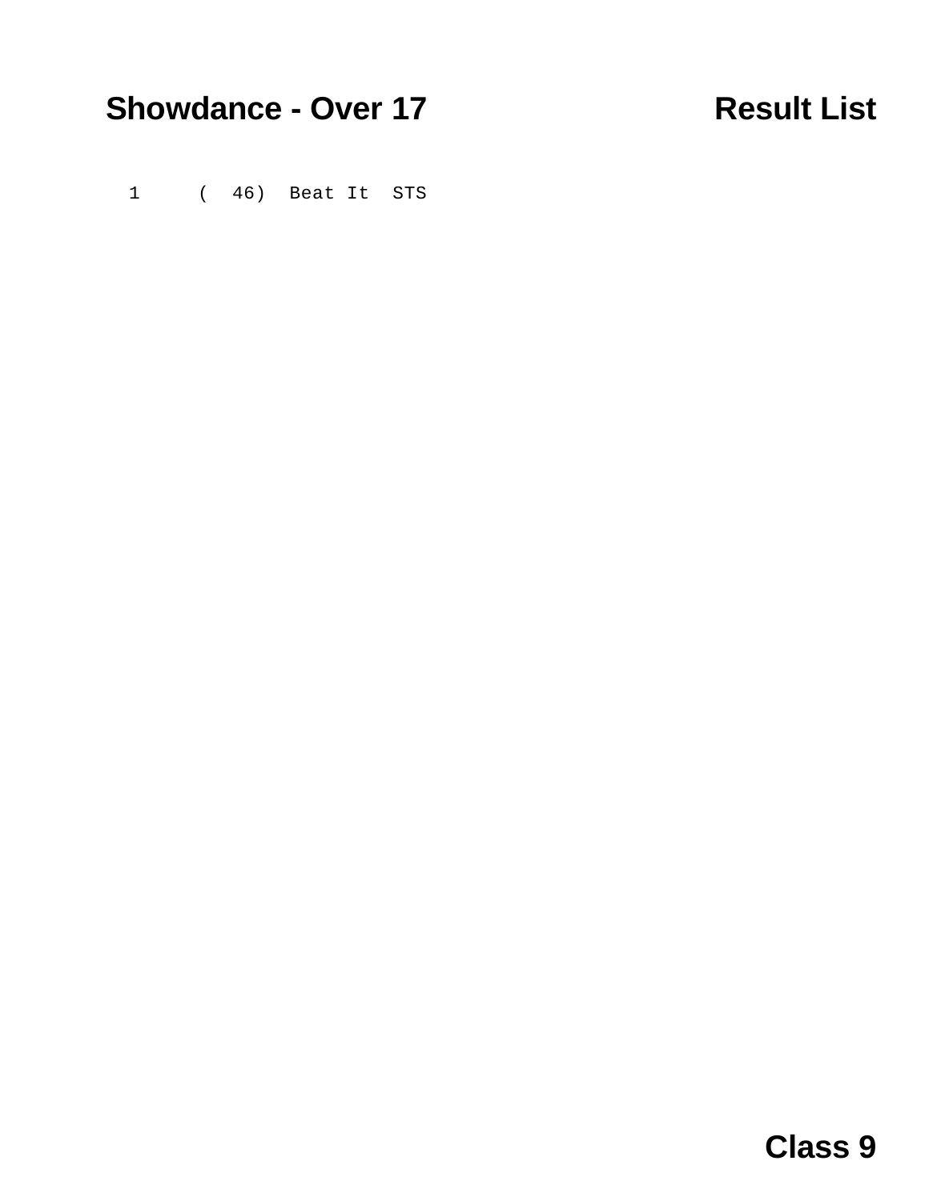# Showdance - Over 17

## Result List

```
  1     (  46)  Beat It  STS
```

Class 9